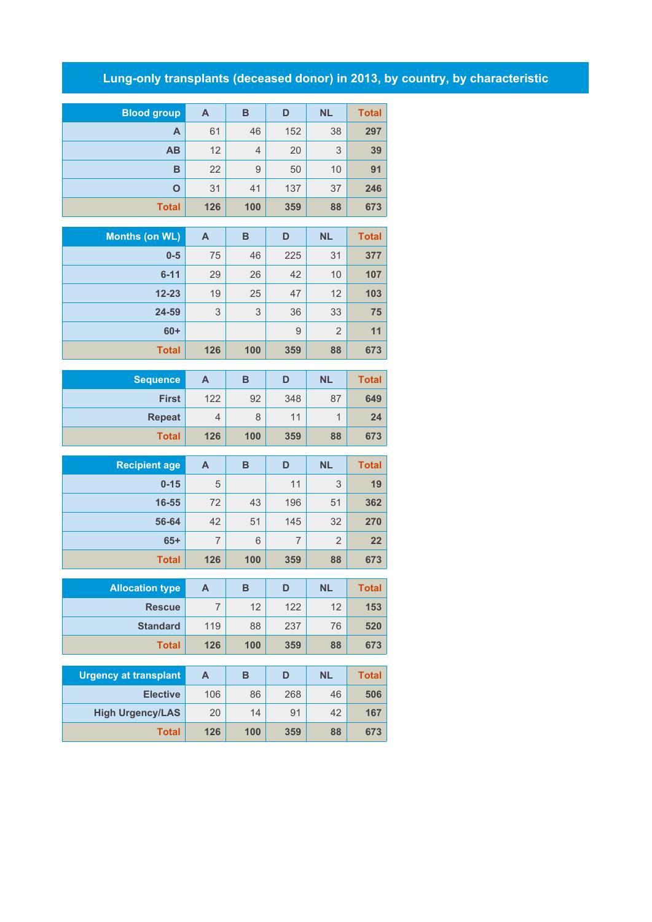# Lung-only transplants (deceased donor) in 2013, by country, by characteristic

| Blood group | A | B | D | NL | Total |
|---|---|---|---|---|---|
| A | 61 | 46 | 152 | 38 | 297 |
| AB | 12 | 4 | 20 | 3 | 39 |
| B | 22 | 9 | 50 | 10 | 91 |
| O | 31 | 41 | 137 | 37 | 246 |
| Total | 126 | 100 | 359 | 88 | 673 |

| Months (on WL) | A | B | D | NL | Total |
|---|---|---|---|---|---|
| 0-5 | 75 | 46 | 225 | 31 | 377 |
| 6-11 | 29 | 26 | 42 | 10 | 107 |
| 12-23 | 19 | 25 | 47 | 12 | 103 |
| 24-59 | 3 | 3 | 36 | 33 | 75 |
| 60+ | | | 9 | 2 | 11 |
| Total | 126 | 100 | 359 | 88 | 673 |

| Sequence | A | B | D | NL | Total |
|---|---|---|---|---|---|
| First | 122 | 92 | 348 | 87 | 649 |
| Repeat | 4 | 8 | 11 | 1 | 24 |
| Total | 126 | 100 | 359 | 88 | 673 |

| Recipient age | A | B | D | NL | Total |
|---|---|---|---|---|---|
| 0-15 | 5 | | 11 | 3 | 19 |
| 16-55 | 72 | 43 | 196 | 51 | 362 |
| 56-64 | 42 | 51 | 145 | 32 | 270 |
| 65+ | 7 | 6 | 7 | 2 | 22 |
| Total | 126 | 100 | 359 | 88 | 673 |

| Allocation type | A | B | D | NL | Total |
|---|---|---|---|---|---|
| Rescue | 7 | 12 | 122 | 12 | 153 |
| Standard | 119 | 88 | 237 | 76 | 520 |
| Total | 126 | 100 | 359 | 88 | 673 |

| Urgency at transplant | A | B | D | NL | Total |
|---|---|---|---|---|---|
| Elective | 106 | 86 | 268 | 46 | 506 |
| High Urgency/LAS | 20 | 14 | 91 | 42 | 167 |
| Total | 126 | 100 | 359 | 88 | 673 |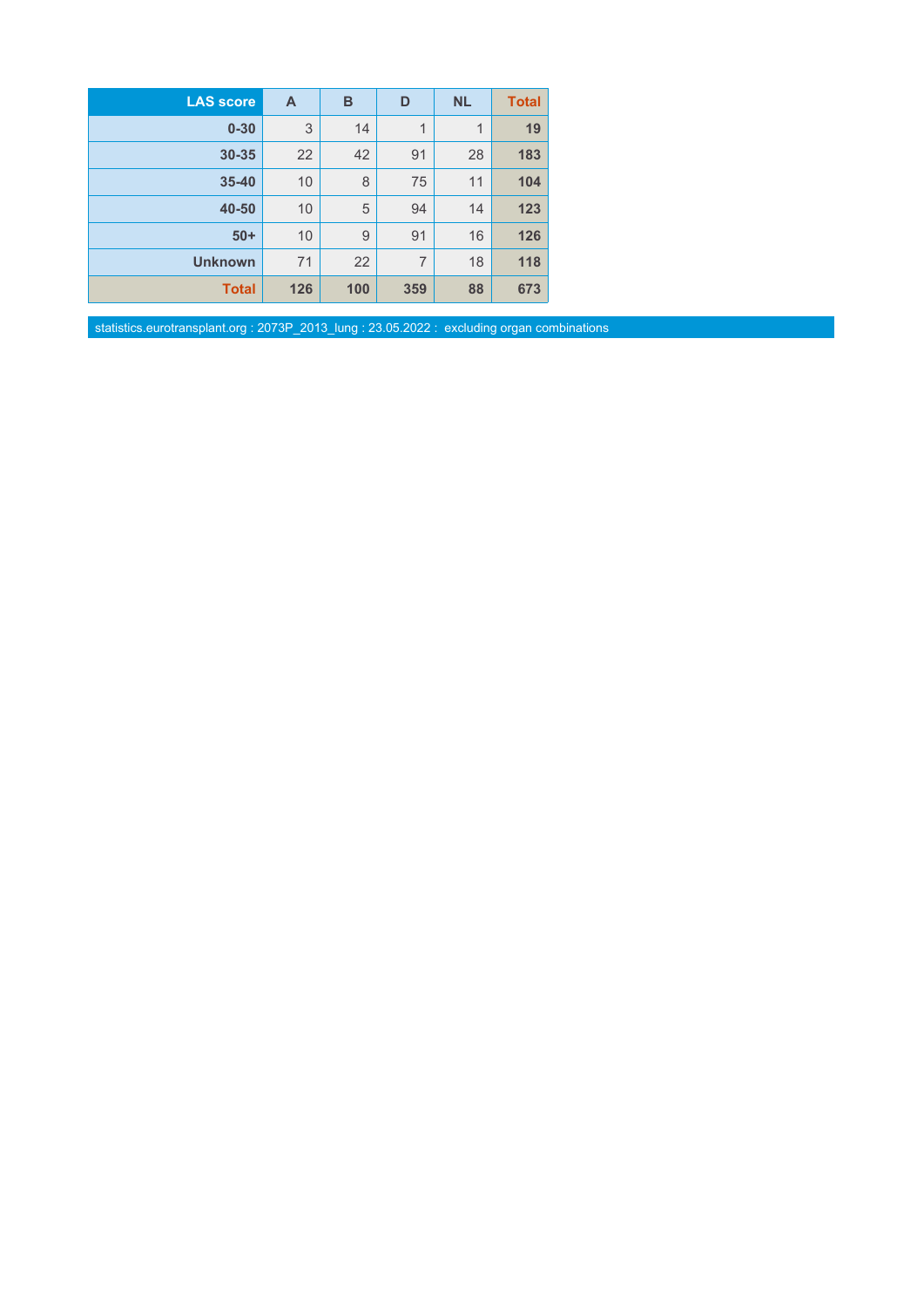| LAS score | A | B | D | NL | Total |
|---|---|---|---|---|---|
| 0-30 | 3 | 14 | 1 | 1 | 19 |
| 30-35 | 22 | 42 | 91 | 28 | 183 |
| 35-40 | 10 | 8 | 75 | 11 | 104 |
| 40-50 | 10 | 5 | 94 | 14 | 123 |
| 50+ | 10 | 9 | 91 | 16 | 126 |
| Unknown | 71 | 22 | 7 | 18 | 118 |
| Total | 126 | 100 | 359 | 88 | 673 |

statistics.eurotransplant.org : 2073P_2013_lung : 23.05.2022 :  excluding organ combinations